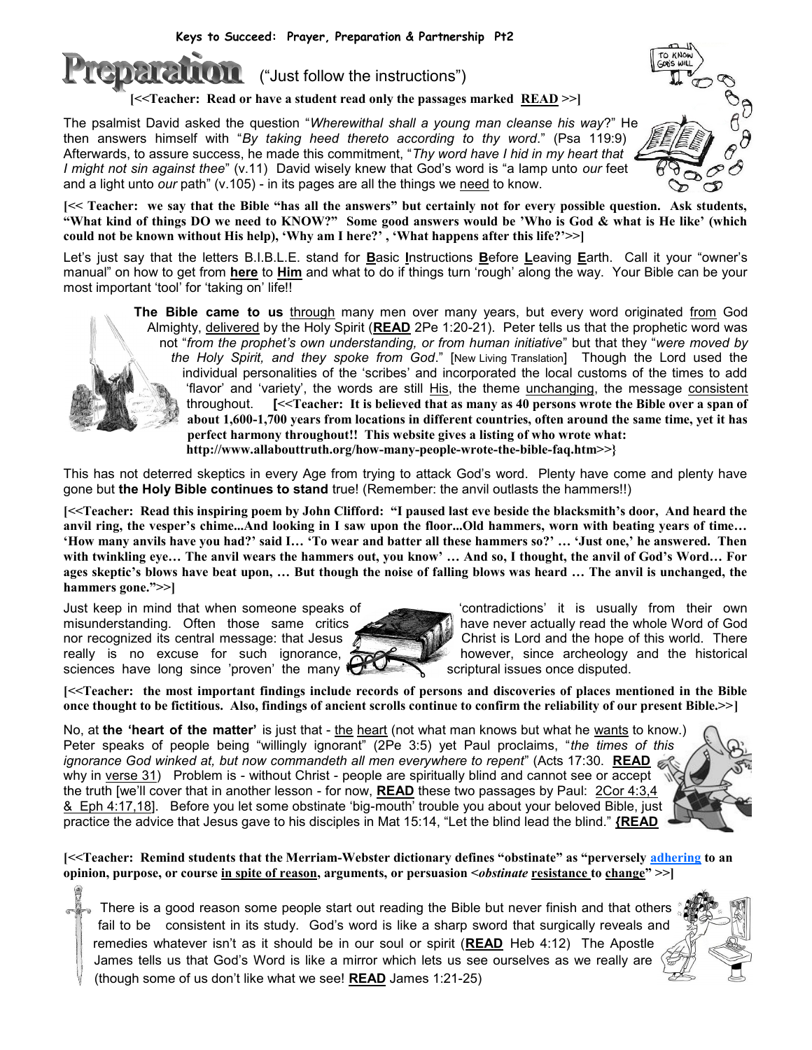**Keys to Succeed: Prayer, Preparation & Partnership Pt2**

# Preparation ("Just follow the instructions")

**[<<Teacher: Read or have a student read only the passages marked READ >>]**

The psalmist David asked the question "*Wherewithal shall a young man cleanse his way*?" He then answers himself with "*By taking heed thereto according to thy word*." (Psa 119:9) Afterwards, to assure success, he made this commitment, "*Thy word have I hid in my heart that I might not sin against thee*" (v.11) David wisely knew that God's word is "a lamp unto *our* feet and a light unto *our* path" (v.105) - in its pages are all the things we need to know.

**[<< Teacher: we say that the Bible "has all the answers" but certainly not for every possible question. Ask students, "What kind of things DO we need to KNOW?" Some good answers would be 'Who is God & what is He like' (which could not be known without His help), 'Why am I here?' , 'What happens after this life?'>>]**

Let's just say that the letters B.I.B.L.E. stand for **B**asic **I**nstructions **B**efore **L**eaving **E**arth. Call it your "owner's manual" on how to get from **here** to **Him** and what to do if things turn 'rough' along the way. Your Bible can be your most important 'tool' for 'taking on' life!!

**The Bible came to us** through many men over many years, but every word originated from God Almighty, delivered by the Holy Spirit (**READ** 2Pe 1:20-21). Peter tells us that the prophetic word was not "*from the prophet's own understanding, or from human initiative*" but that they "*were moved by the Holy Spirit, and they spoke from God*." [New Living Translation] Though the Lord used the individual personalities of the 'scribes' and incorporated the local customs of the times to add 'flavor' and 'variety', the words are still His, the theme unchanging, the message consistent throughout. **[<<Teacher: It is believed that as many as 40 persons wrote the Bible over a span of about 1,600-1,700 years from locations in different countries, often around the same time, yet it has perfect harmony throughout!! This website gives a listing of who wrote what: http://www.allabouttruth.org/how-many-people-wrote-the-bible-faq.htm>>}**

This has not deterred skeptics in every Age from trying to attack God's word. Plenty have come and plenty have gone but **the Holy Bible continues to stand** true! (Remember: the anvil outlasts the hammers!!)

**[<<Teacher: Read this inspiring poem by John Clifford: "I paused last eve beside the blacksmith's door, And heard the anvil ring, the vesper's chime...And looking in I saw upon the floor...Old hammers, worn with beating years of time… 'How many anvils have you had?' said I… 'To wear and batter all these hammers so?' … 'Just one,' he answered. Then with twinkling eye… The anvil wears the hammers out, you know' … And so, I thought, the anvil of God's Word… For ages skeptic's blows have beat upon, … But though the noise of falling blows was heard … The anvil is unchanged, the hammers gone.">>]**

Just keep in mind that when someone speaks of 'contradictions' it is usually from their own misunderstanding. Often those same critics have never actually read the whole Word of God nor recognized its central message: that Jesus Christ is Lord and the hope of this world. There really is no excuse for such ignorance, however, since archeology and the historical sciences have long since 'proven' the many scriptural issues once disputed.

**[<<Teacher: the most important findings include records of persons and discoveries of places mentioned in the Bible once thought to be fictitious. Also, findings of ancient scrolls continue to confirm the reliability of our present Bible.>>]**

No, at **the 'heart of the matter'** is just that - the heart (not what man knows but what he wants to know.) Peter speaks of people being "willingly ignorant" (2Pe 3:5) yet Paul proclaims, "*the times of this ignorance God winked at, but now commandeth all men everywhere to repent*" (Acts 17:30. **READ** why in verse 31) Problem is - without Christ - people are spiritually blind and cannot see or accept the truth [we'll cover that in another lesson - for now, **READ** these two passages by Paul: 2Cor 4:3,4 & Eph 4:17,18]. Before you let some obstinate 'big-mouth' trouble you about your beloved Bible, just practice the advice that Jesus gave to his disciples in Mat 15:14, "Let the blind lead the blind." **{READ**

**[<<Teacher: Remind students that the Merriam-Webster dictionary defines "obstinate" as "perversely adhering to an opinion, purpose, or course in spite of reason, arguments, or persuasion <*obstinate* resistance to change" >>]**

There is a good reason some people start out reading the Bible but never finish and that others fail to be consistent in its study. God's word is like a sharp sword that surgically reveals and remedies whatever isn't as it should be in our soul or spirit (**READ** Heb 4:12) The Apostle James tells us that God's Word is like a mirror which lets us see ourselves as we really are (though some of us don't like what we see! **READ** James 1:21-25)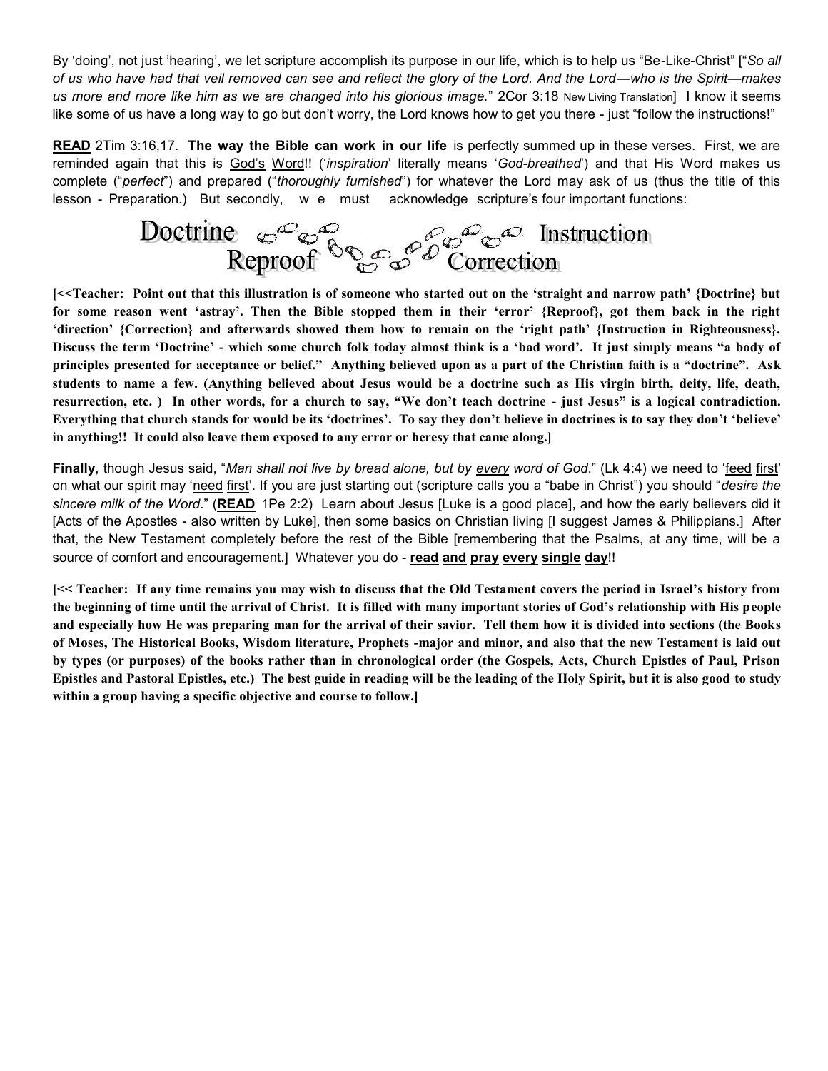By 'doing', not just 'hearing', we let scripture accomplish its purpose in our life, which is to help us "Be-Like-Christ" ["*So all of us who have had that veil removed can see and reflect the glory of the Lord. And the Lord—who is the Spirit—makes us more and more like him as we are changed into his glorious image.*" 2Cor 3:18 New Living Translation] I know it seems like some of us have a long way to go but don't worry, the Lord knows how to get you there - just "follow the instructions!"

**READ** 2Tim 3:16,17. **The way the Bible can work in our life** is perfectly summed up in these verses. First, we are reminded again that this is God's Word!! ('*inspiration*' literally means '*God-breathed*') and that His Word makes us complete ("*perfect*") and prepared ("*thoroughly furnished*") for whatever the Lord may ask of us (thus the title of this lesson - Preparation.) But secondly, we must acknowledge scripture's four important functions:

Doctrine Instruction
Reproof Correction

**[<<Teacher: Point out that this illustration is of someone who started out on the 'straight and narrow path' {Doctrine} but for some reason went 'astray'. Then the Bible stopped them in their 'error' {Reproof}, got them back in the right 'direction' {Correction} and afterwards showed them how to remain on the 'right path' {Instruction in Righteousness}. Discuss the term 'Doctrine' - which some church folk today almost think is a 'bad word'. It just simply means "a body of principles presented for acceptance or belief." Anything believed upon as a part of the Christian faith is a "doctrine". Ask students to name a few. (Anything believed about Jesus would be a doctrine such as His virgin birth, deity, life, death, resurrection, etc. ) In other words, for a church to say, "We don't teach doctrine - just Jesus" is a logical contradiction. Everything that church stands for would be its 'doctrines'. To say they don't believe in doctrines is to say they don't 'believe' in anything!! It could also leave them exposed to any error or heresy that came along.]**

**Finally**, though Jesus said, "*Man shall not live by bread alone, but by every word of God*." (Lk 4:4) we need to 'feed first' on what our spirit may 'need first'. If you are just starting out (scripture calls you a "babe in Christ") you should "*desire the sincere milk of the Word*." (**READ** 1Pe 2:2) Learn about Jesus [Luke is a good place], and how the early believers did it [Acts of the Apostles - also written by Luke], then some basics on Christian living [I suggest James & Philippians.] After that, the New Testament completely before the rest of the Bible [remembering that the Psalms, at any time, will be a source of comfort and encouragement.] Whatever you do - **read and pray every single day**!!

**[<< Teacher: If any time remains you may wish to discuss that the Old Testament covers the period in Israel's history from the beginning of time until the arrival of Christ. It is filled with many important stories of God's relationship with His people and especially how He was preparing man for the arrival of their savior. Tell them how it is divided into sections (the Books of Moses, The Historical Books, Wisdom literature, Prophets -major and minor, and also that the new Testament is laid out by types (or purposes) of the books rather than in chronological order (the Gospels, Acts, Church Epistles of Paul, Prison Epistles and Pastoral Epistles, etc.) The best guide in reading will be the leading of the Holy Spirit, but it is also good to study within a group having a specific objective and course to follow.]**